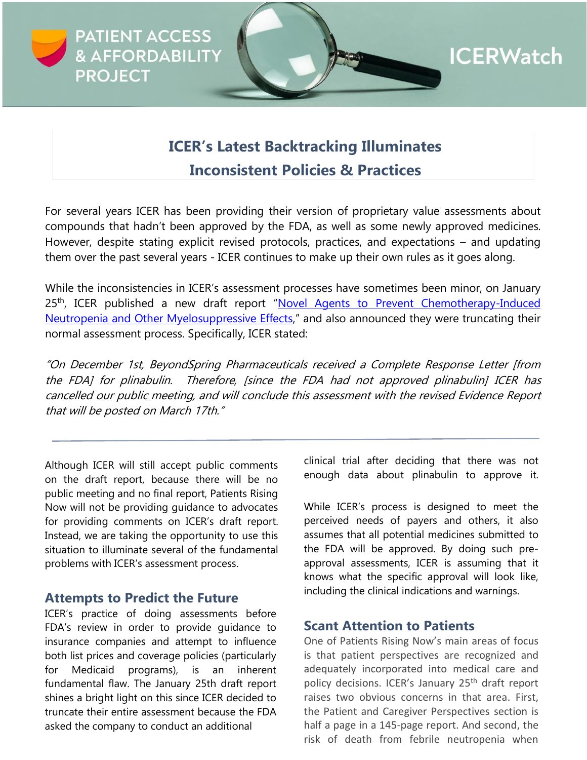PATIENT ACCESS & AFFORDABILITY PROJECT

ICERWatch

# ICER's Latest Backtracking Illuminates Inconsistent Policies & Practices

For several years ICER has been providing their version of proprietary value assessments about compounds that hadn't been approved by the FDA, as well as some newly approved medicines. However, despite stating explicit revised protocols, practices, and expectations – and updating them over the past several years - ICER continues to make up their own rules as it goes along.

While the inconsistencies in ICER's assessment processes have sometimes been minor, on January 25th, ICER published a new draft report "[Novel Agents to Prevent Chemotherapy-Induced Neutropenia and Other Myelosuppressive Effects](#)," and also announced they were truncating their normal assessment process. Specifically, ICER stated:

*"On December 1st, BeyondSpring Pharmaceuticals received a Complete Response Letter [from the FDA] for plinabulin. Therefore, [since the FDA had not approved plinabulin] ICER has cancelled our public meeting, and will conclude this assessment with the revised Evidence Report that will be posted on March 17th."*

---

Although ICER will still accept public comments on the draft report, because there will be no public meeting and no final report, Patients Rising Now will not be providing guidance to advocates for providing comments on ICER's draft report. Instead, we are taking the opportunity to use this situation to illuminate several of the fundamental problems with ICER's assessment process.

## Attempts to Predict the Future

ICER's practice of doing assessments before FDA's review in order to provide guidance to insurance companies and attempt to influence both list prices and coverage policies (particularly for Medicaid programs), is an inherent fundamental flaw. The January 25th draft report shines a bright light on this since ICER decided to truncate their entire assessment because the FDA asked the company to conduct an additional clinical trial after deciding that there was not enough data about plinabulin to approve it.

While ICER's process is designed to meet the perceived needs of payers and others, it also assumes that all potential medicines submitted to the FDA will be approved. By doing such pre-approval assessments, ICER is assuming that it knows what the specific approval will look like, including the clinical indications and warnings.

## Scant Attention to Patients

One of Patients Rising Now's main areas of focus is that patient perspectives are recognized and adequately incorporated into medical care and policy decisions. ICER's January 25th draft report raises two obvious concerns in that area. First, the Patient and Caregiver Perspectives section is half a page in a 145-page report. And second, the risk of death from febrile neutropenia when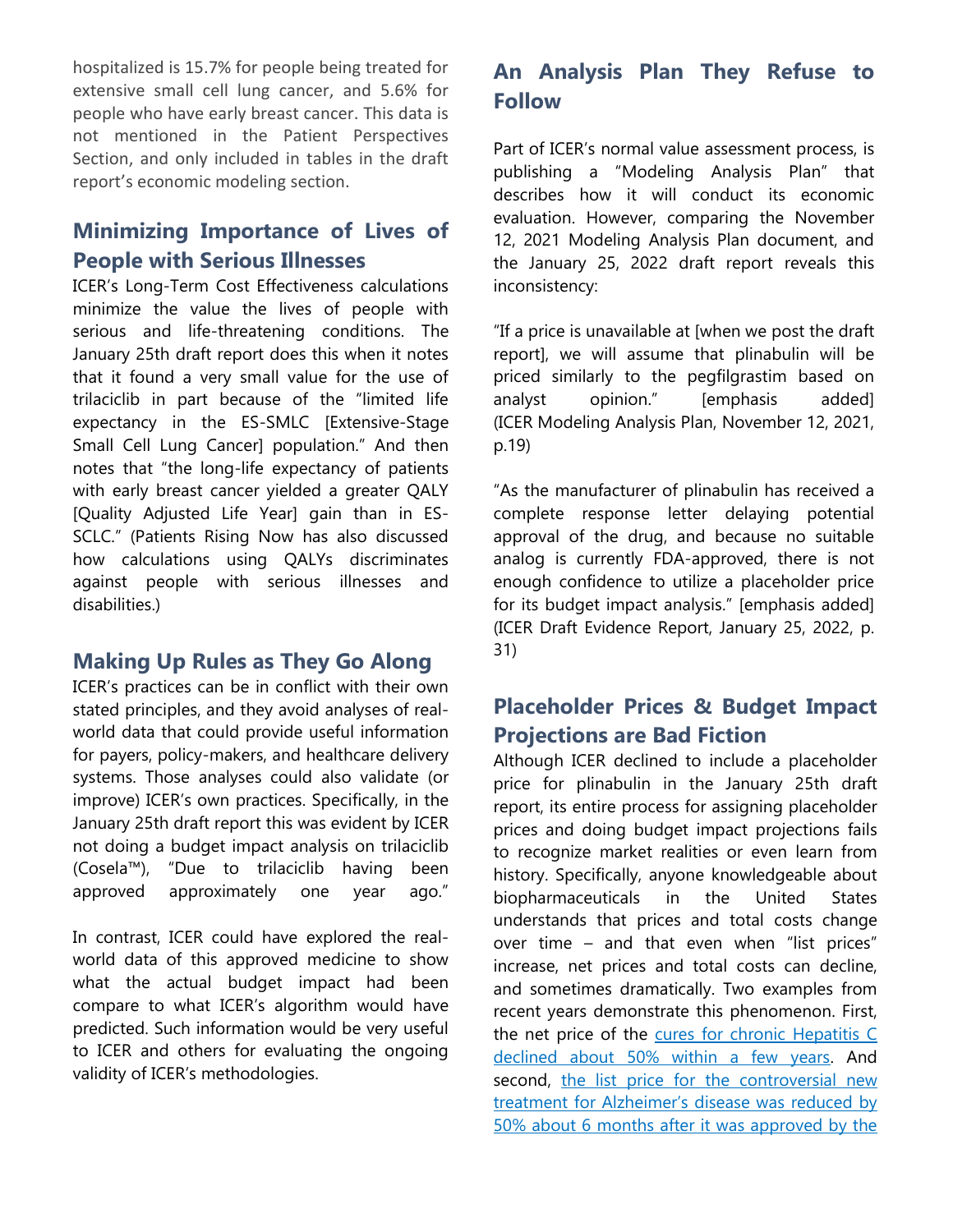hospitalized is 15.7% for people being treated for extensive small cell lung cancer, and 5.6% for people who have early breast cancer. This data is not mentioned in the Patient Perspectives Section, and only included in tables in the draft report's economic modeling section.

## Minimizing Importance of Lives of People with Serious Illnesses

ICER's Long-Term Cost Effectiveness calculations minimize the value the lives of people with serious and life-threatening conditions. The January 25th draft report does this when it notes that it found a very small value for the use of trilaciclib in part because of the "limited life expectancy in the ES-SMLC [Extensive-Stage Small Cell Lung Cancer] population." And then notes that "the long-life expectancy of patients with early breast cancer yielded a greater QALY [Quality Adjusted Life Year] gain than in ES-SCLC." (Patients Rising Now has also discussed how calculations using QALYs discriminates against people with serious illnesses and disabilities.)

## Making Up Rules as They Go Along

ICER's practices can be in conflict with their own stated principles, and they avoid analyses of real-world data that could provide useful information for payers, policy-makers, and healthcare delivery systems. Those analyses could also validate (or improve) ICER's own practices. Specifically, in the January 25th draft report this was evident by ICER not doing a budget impact analysis on trilaciclib (Cosela™), "Due to trilaciclib having been approved approximately one year ago."

In contrast, ICER could have explored the real-world data of this approved medicine to show what the actual budget impact had been compare to what ICER's algorithm would have predicted. Such information would be very useful to ICER and others for evaluating the ongoing validity of ICER's methodologies.

## An Analysis Plan They Refuse to Follow

Part of ICER's normal value assessment process, is publishing a "Modeling Analysis Plan" that describes how it will conduct its economic evaluation. However, comparing the November 12, 2021 Modeling Analysis Plan document, and the January 25, 2022 draft report reveals this inconsistency:

"If a price is unavailable at [when we post the draft report], we will assume that plinabulin will be priced similarly to the pegfilgrastim based on analyst opinion." [emphasis added] (ICER Modeling Analysis Plan, November 12, 2021, p.19)

"As the manufacturer of plinabulin has received a complete response letter delaying potential approval of the drug, and because no suitable analog is currently FDA-approved, there is not enough confidence to utilize a placeholder price for its budget impact analysis." [emphasis added] (ICER Draft Evidence Report, January 25, 2022, p. 31)

## Placeholder Prices & Budget Impact Projections are Bad Fiction

Although ICER declined to include a placeholder price for plinabulin in the January 25th draft report, its entire process for assigning placeholder prices and doing budget impact projections fails to recognize market realities or even learn from history. Specifically, anyone knowledgeable about biopharmaceuticals in the United States understands that prices and total costs change over time – and that even when "list prices" increase, net prices and total costs can decline, and sometimes dramatically. Two examples from recent years demonstrate this phenomenon. First, the net price of the cures for chronic Hepatitis C declined about 50% within a few years. And second, the list price for the controversial new treatment for Alzheimer's disease was reduced by 50% about 6 months after it was approved by the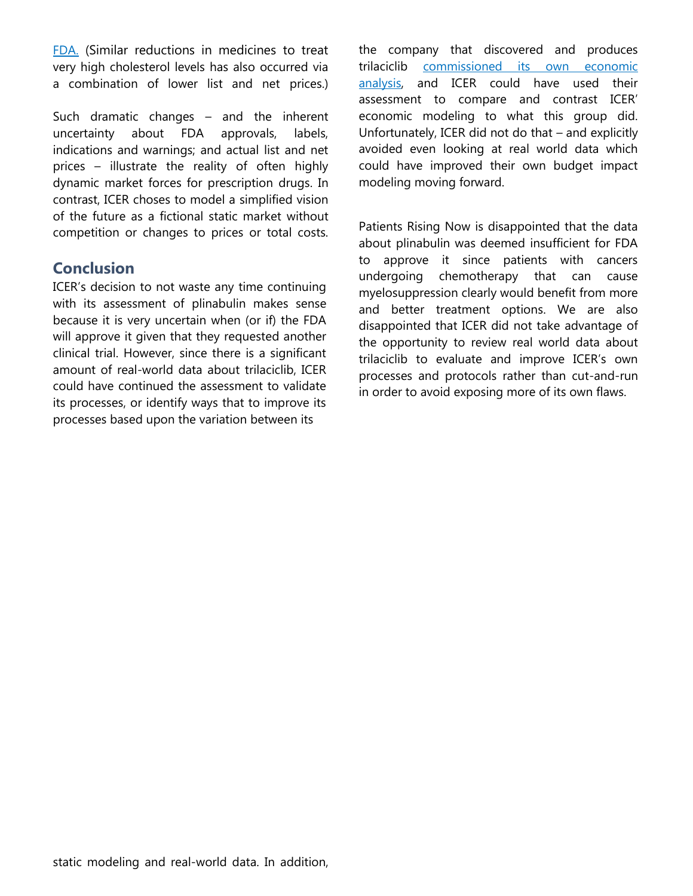FDA. (Similar reductions in medicines to treat very high cholesterol levels has also occurred via a combination of lower list and net prices.)

Such dramatic changes – and the inherent uncertainty about FDA approvals, labels, indications and warnings; and actual list and net prices – illustrate the reality of often highly dynamic market forces for prescription drugs. In contrast, ICER choses to model a simplified vision of the future as a fictional static market without competition or changes to prices or total costs.

## Conclusion

ICER's decision to not waste any time continuing with its assessment of plinabulin makes sense because it is very uncertain when (or if) the FDA will approve it given that they requested another clinical trial. However, since there is a significant amount of real-world data about trilaciclib, ICER could have continued the assessment to validate its processes, or identify ways that to improve its processes based upon the variation between its static modeling and real-world data. In addition, the company that discovered and produces trilaciclib commissioned its own economic analysis, and ICER could have used their assessment to compare and contrast ICER' economic modeling to what this group did. Unfortunately, ICER did not do that – and explicitly avoided even looking at real world data which could have improved their own budget impact modeling moving forward.

Patients Rising Now is disappointed that the data about plinabulin was deemed insufficient for FDA to approve it since patients with cancers undergoing chemotherapy that can cause myelosuppression clearly would benefit from more and better treatment options. We are also disappointed that ICER did not take advantage of the opportunity to review real world data about trilaciclib to evaluate and improve ICER's own processes and protocols rather than cut-and-run in order to avoid exposing more of its own flaws.